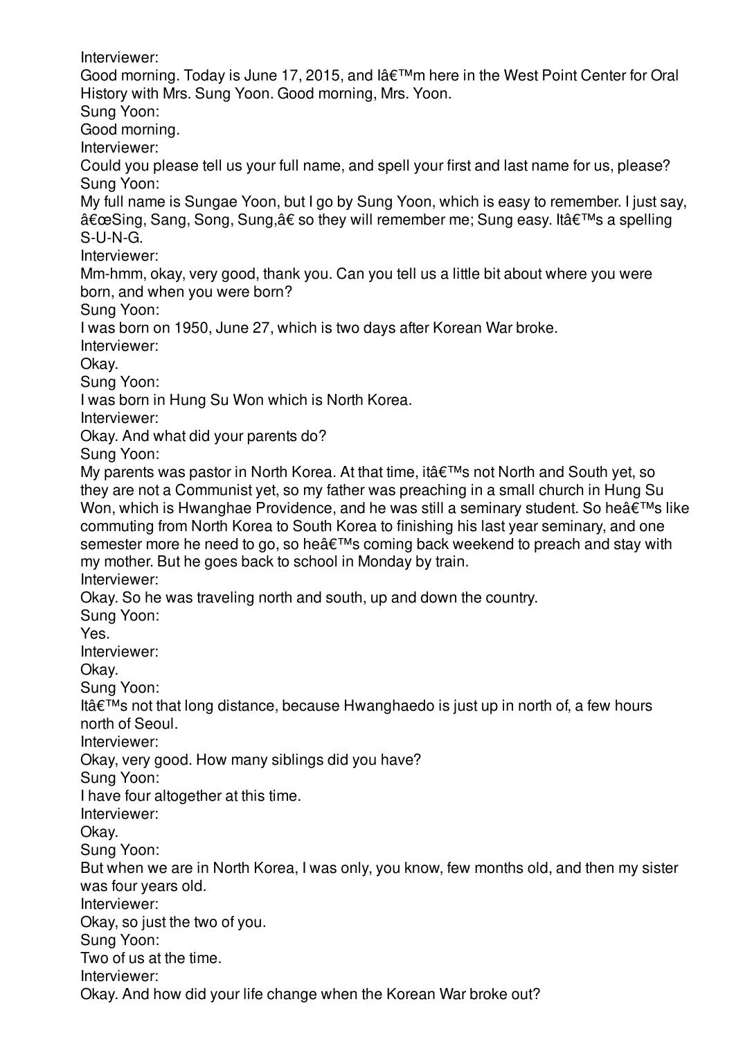Interviewer:
Good morning. Today is June 17, 2015, and Iâ€™m here in the West Point Center for Oral History with Mrs. Sung Yoon. Good morning, Mrs. Yoon.
Sung Yoon:
Good morning.
Interviewer:
Could you please tell us your full name, and spell your first and last name for us, please?
Sung Yoon:
My full name is Sungae Yoon, but I go by Sung Yoon, which is easy to remember. I just say, â€œSing, Sang, Song, Sung,â€ so they will remember me; Sung easy. Itâ€™s a spelling S-U-N-G.
Interviewer:
Mm-hmm, okay, very good, thank you. Can you tell us a little bit about where you were born, and when you were born?
Sung Yoon:
I was born on 1950, June 27, which is two days after Korean War broke.
Interviewer:
Okay.
Sung Yoon:
I was born in Hung Su Won which is North Korea.
Interviewer:
Okay. And what did your parents do?
Sung Yoon:
My parents was pastor in North Korea. At that time, itâ€™s not North and South yet, so they are not a Communist yet, so my father was preaching in a small church in Hung Su Won, which is Hwanghae Providence, and he was still a seminary student. So heâ€™s like commuting from North Korea to South Korea to finishing his last year seminary, and one semester more he need to go, so heâ€™s coming back weekend to preach and stay with my mother. But he goes back to school in Monday by train.
Interviewer:
Okay. So he was traveling north and south, up and down the country.
Sung Yoon:
Yes.
Interviewer:
Okay.
Sung Yoon:
Itâ€™s not that long distance, because Hwanghaedo is just up in north of, a few hours north of Seoul.
Interviewer:
Okay, very good. How many siblings did you have?
Sung Yoon:
I have four altogether at this time.
Interviewer:
Okay.
Sung Yoon:
But when we are in North Korea, I was only, you know, few months old, and then my sister was four years old.
Interviewer:
Okay, so just the two of you.
Sung Yoon:
Two of us at the time.
Interviewer:
Okay. And how did your life change when the Korean War broke out?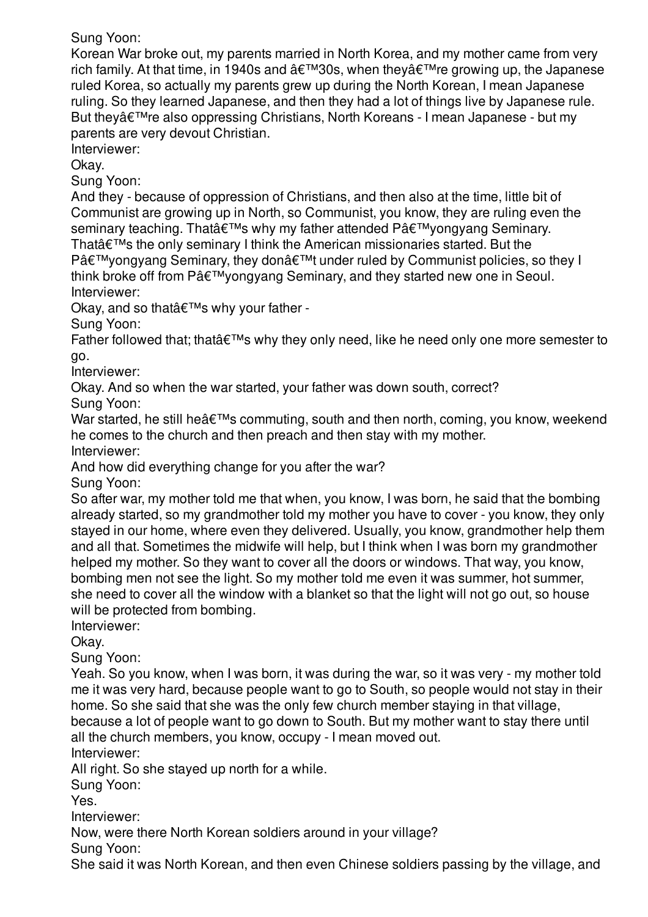Sung Yoon:
Korean War broke out, my parents married in North Korea, and my mother came from very rich family. At that time, in 1940s and â€™30s, when theyâ€™re growing up, the Japanese ruled Korea, so actually my parents grew up during the North Korean, I mean Japanese ruling. So they learned Japanese, and then they had a lot of things live by Japanese rule. But theyâ€™re also oppressing Christians, North Koreans - I mean Japanese - but my parents are very devout Christian.

Interviewer:
Okay.

Sung Yoon:
And they - because of oppression of Christians, and then also at the time, little bit of Communist are growing up in North, so Communist, you know, they are ruling even the seminary teaching. Thatâ€™s why my father attended Pâ€™yongyang Seminary. Thatâ€™s the only seminary I think the American missionaries started. But the Pâ€™yongyang Seminary, they donâ€™t under ruled by Communist policies, so they I think broke off from Pâ€™yongyang Seminary, and they started new one in Seoul.

Interviewer:
Okay, and so thatâ€™s why your father -

Sung Yoon:
Father followed that; thatâ€™s why they only need, like he need only one more semester to go.

Interviewer:
Okay. And so when the war started, your father was down south, correct?

Sung Yoon:
War started, he still heâ€™s commuting, south and then north, coming, you know, weekend he comes to the church and then preach and then stay with my mother.

Interviewer:
And how did everything change for you after the war?

Sung Yoon:
So after war, my mother told me that when, you know, I was born, he said that the bombing already started, so my grandmother told my mother you have to cover - you know, they only stayed in our home, where even they delivered. Usually, you know, grandmother help them and all that. Sometimes the midwife will help, but I think when I was born my grandmother helped my mother. So they want to cover all the doors or windows. That way, you know, bombing men not see the light. So my mother told me even it was summer, hot summer, she need to cover all the window with a blanket so that the light will not go out, so house will be protected from bombing.

Interviewer:
Okay.

Sung Yoon:
Yeah. So you know, when I was born, it was during the war, so it was very - my mother told me it was very hard, because people want to go to South, so people would not stay in their home. So she said that she was the only few church member staying in that village, because a lot of people want to go down to South. But my mother want to stay there until all the church members, you know, occupy - I mean moved out.

Interviewer:
All right. So she stayed up north for a while.

Sung Yoon:
Yes.

Interviewer:
Now, were there North Korean soldiers around in your village?

Sung Yoon:
She said it was North Korean, and then even Chinese soldiers passing by the village, and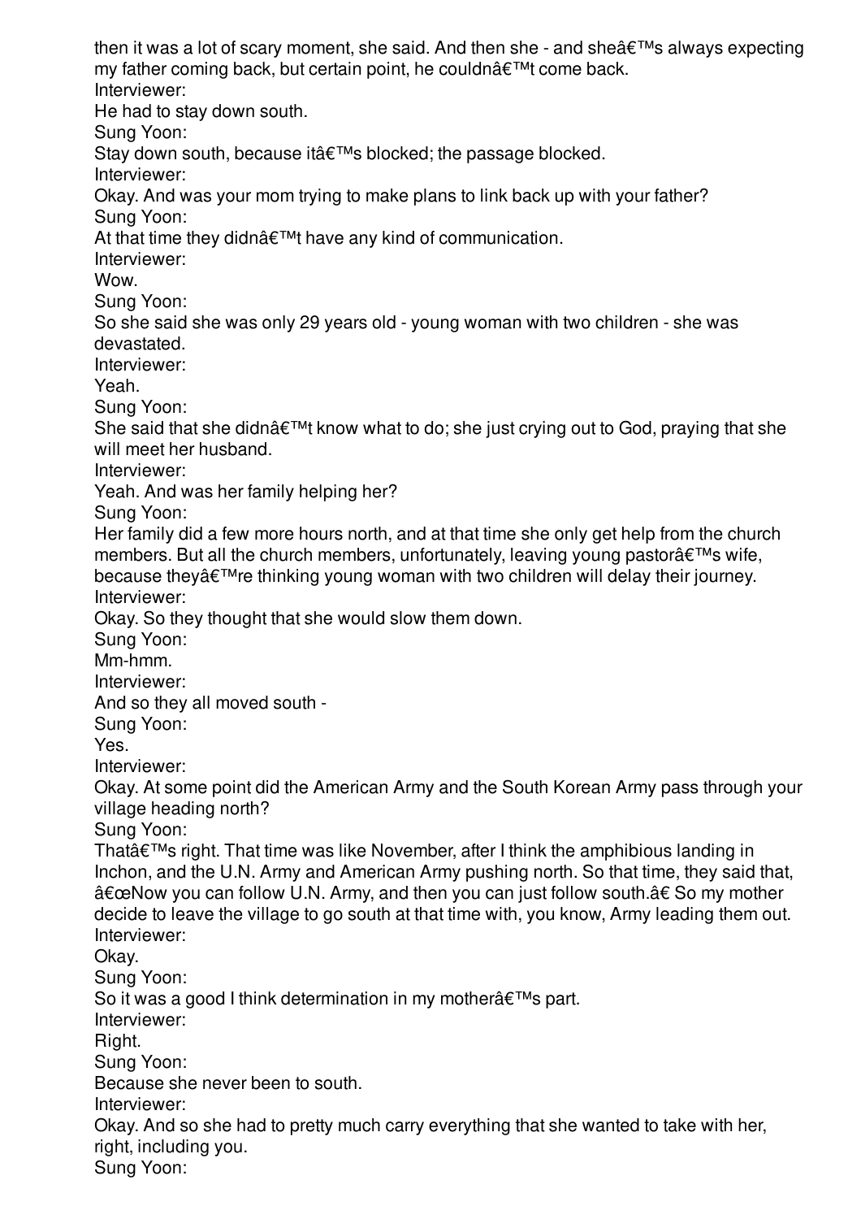then it was a lot of scary moment, she said. And then she - and sheâ€™s always expecting my father coming back, but certain point, he couldnâ€™t come back.

Interviewer:

He had to stay down south.

Sung Yoon:

Stay down south, because itâ€™s blocked; the passage blocked.

Interviewer:

Okay. And was your mom trying to make plans to link back up with your father?

Sung Yoon:

At that time they didnâ€™t have any kind of communication.

Interviewer:

Wow.

Sung Yoon:

So she said she was only 29 years old - young woman with two children - she was devastated.

Interviewer:

Yeah.

Sung Yoon:

She said that she didnâ€™t know what to do; she just crying out to God, praying that she will meet her husband.

Interviewer:

Yeah. And was her family helping her?

Sung Yoon:

Her family did a few more hours north, and at that time she only get help from the church members. But all the church members, unfortunately, leaving young pastorâ€™s wife, because theyâ€™re thinking young woman with two children will delay their journey.

Interviewer:

Okay. So they thought that she would slow them down.

Sung Yoon:

Mm-hmm.

Interviewer:

And so they all moved south -

Sung Yoon:

Yes.

Interviewer:

Okay. At some point did the American Army and the South Korean Army pass through your village heading north?

Sung Yoon:

Thatâ€™s right. That time was like November, after I think the amphibious landing in Inchon, and the U.N. Army and American Army pushing north. So that time, they said that, â€œNow you can follow U.N. Army, and then you can just follow south.â€ So my mother decide to leave the village to go south at that time with, you know, Army leading them out.

Interviewer:

Okay.

Sung Yoon:

So it was a good I think determination in my motherâ€™s part.

Interviewer:

Right.

Sung Yoon:

Because she never been to south.

Interviewer:

Okay. And so she had to pretty much carry everything that she wanted to take with her, right, including you.

Sung Yoon: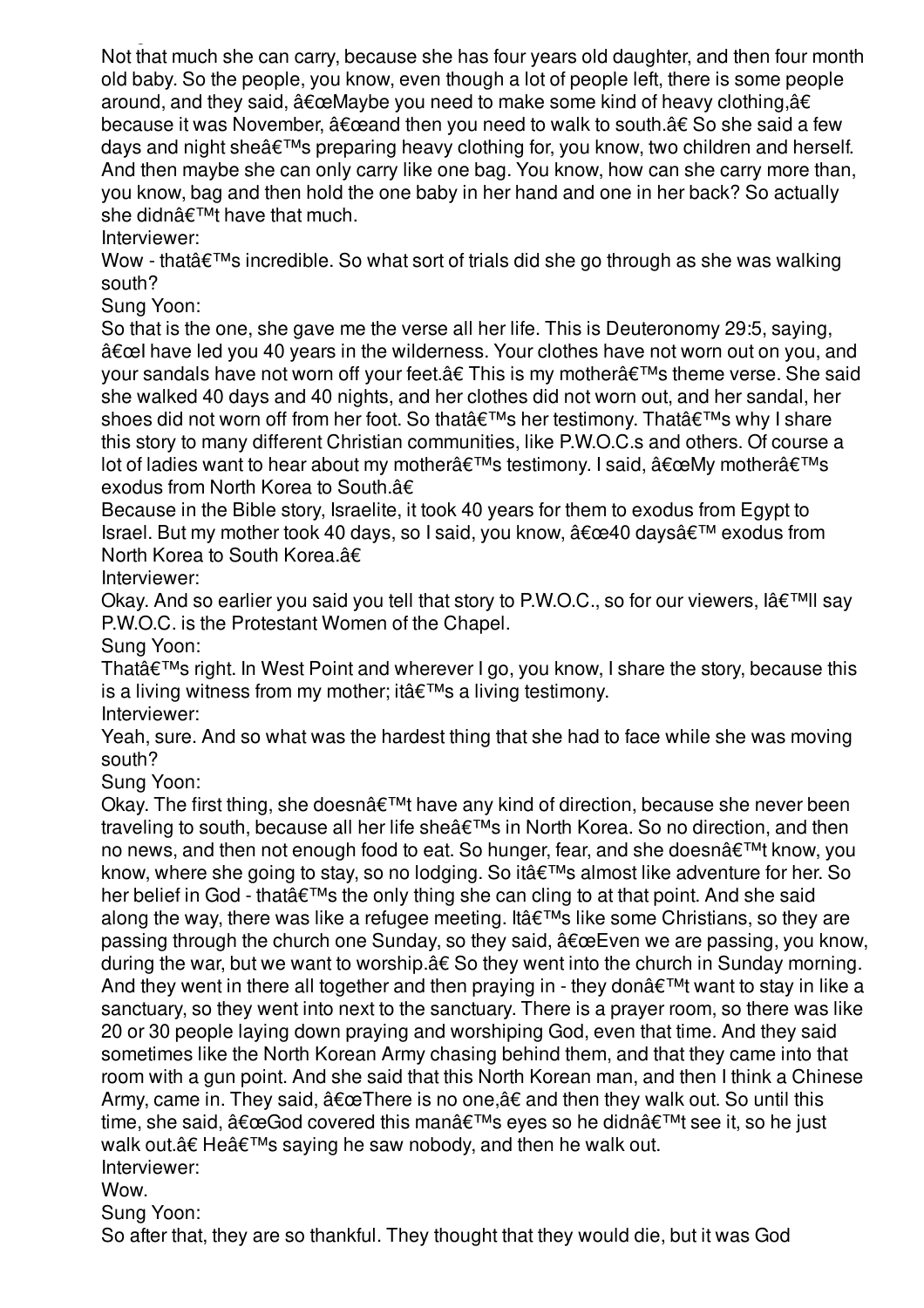Not that much she can carry, because she has four years old daughter, and then four month old baby. So the people, you know, even though a lot of people left, there is some people around, and they said, â€œMaybe you need to make some kind of heavy clothing,â€ because it was November, â€œand then you need to walk to south.â€ So she said a few days and night sheâ€™s preparing heavy clothing for, you know, two children and herself. And then maybe she can only carry like one bag. You know, how can she carry more than, you know, bag and then hold the one baby in her hand and one in her back? So actually she didnâ€™t have that much.

Interviewer:

Wow - thatâ€™s incredible. So what sort of trials did she go through as she was walking south?

Sung Yoon:

So that is the one, she gave me the verse all her life. This is Deuteronomy 29:5, saying, â€œI have led you 40 years in the wilderness. Your clothes have not worn out on you, and your sandals have not worn off your feet.â€ This is my motherâ€™s theme verse. She said she walked 40 days and 40 nights, and her clothes did not worn out, and her sandal, her shoes did not worn off from her foot. So thatâ€™s her testimony. Thatâ€™s why I share this story to many different Christian communities, like P.W.O.C.s and others. Of course a lot of ladies want to hear about my motherâ€™s testimony. I said, â€œMy motherâ€™s exodus from North Korea to South.â€

Because in the Bible story, Israelite, it took 40 years for them to exodus from Egypt to Israel. But my mother took 40 days, so I said, you know, â€œ40 daysâ€™ exodus from North Korea to South Korea.â€

Interviewer:

Okay. And so earlier you said you tell that story to P.W.O.C., so for our viewers, Iâ€™ll say P.W.O.C. is the Protestant Women of the Chapel.

Sung Yoon:

Thatâ€™s right. In West Point and wherever I go, you know, I share the story, because this is a living witness from my mother; itâ€™s a living testimony.

Interviewer:

Yeah, sure. And so what was the hardest thing that she had to face while she was moving south?

Sung Yoon:

Okay. The first thing, she doesnâ€™t have any kind of direction, because she never been traveling to south, because all her life sheâ€™s in North Korea. So no direction, and then no news, and then not enough food to eat. So hunger, fear, and she doesnâ€™t know, you know, where she going to stay, so no lodging. So itâ€™s almost like adventure for her. So her belief in God - thatâ€™s the only thing she can cling to at that point. And she said along the way, there was like a refugee meeting. Itâ€™s like some Christians, so they are passing through the church one Sunday, so they said, â€œEven we are passing, you know, during the war, but we want to worship.â€ So they went into the church in Sunday morning. And they went in there all together and then praying in - they donâ€™t want to stay in like a sanctuary, so they went into next to the sanctuary. There is a prayer room, so there was like 20 or 30 people laying down praying and worshiping God, even that time. And they said sometimes like the North Korean Army chasing behind them, and that they came into that room with a gun point. And she said that this North Korean man, and then I think a Chinese Army, came in. They said, â€œThere is no one,â€ and then they walk out. So until this time, she said, â€œGod covered this manâ€™s eyes so he didnâ€™t see it, so he just walk out.â€ Heâ€™s saying he saw nobody, and then he walk out.

Interviewer:

Wow.

Sung Yoon:

So after that, they are so thankful. They thought that they would die, but it was God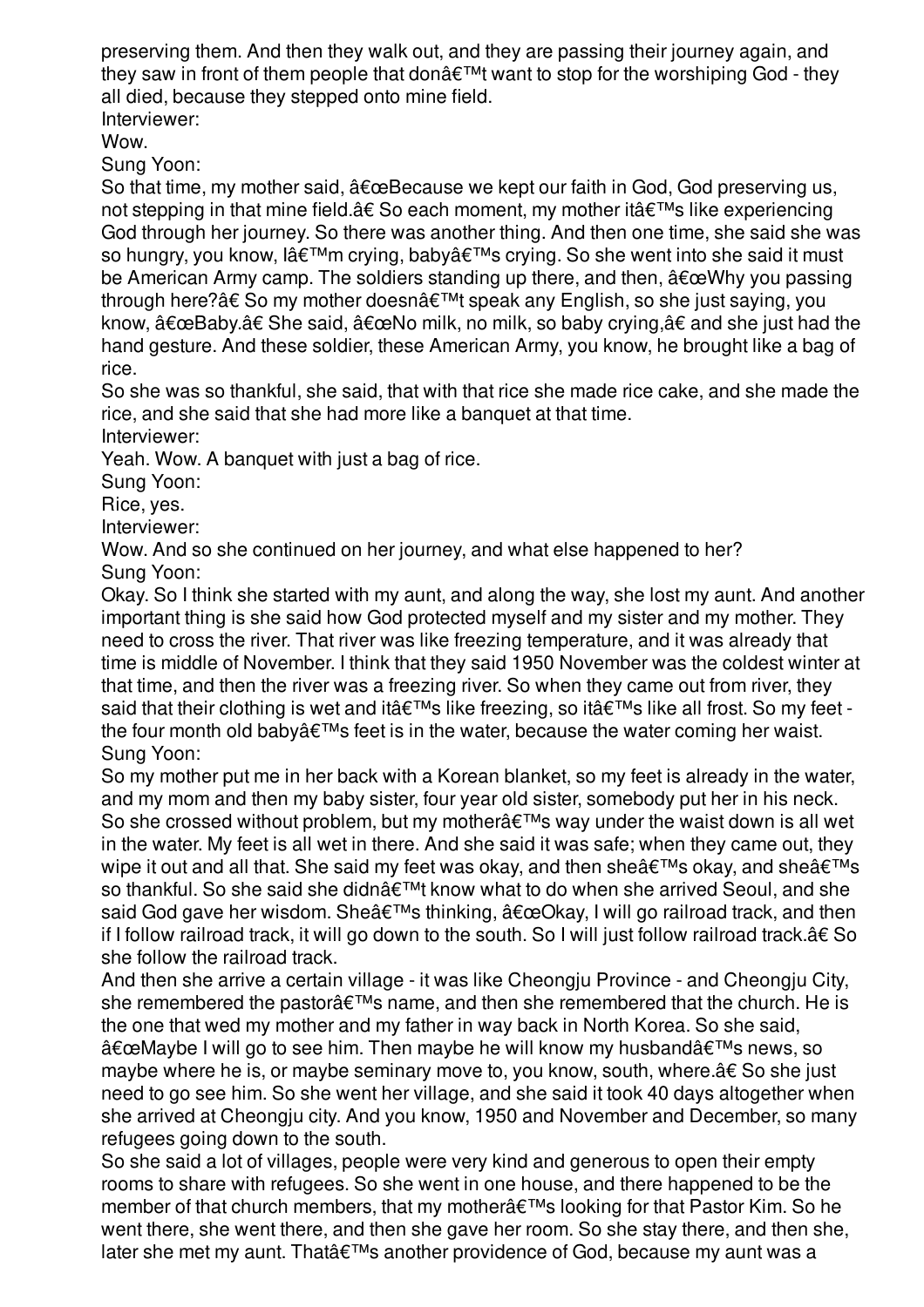preserving them. And then they walk out, and they are passing their journey again, and they saw in front of them people that donâ€™t want to stop for the worshiping God - they all died, because they stepped onto mine field.

Interviewer:

Wow.

Sung Yoon:

So that time, my mother said, â€œBecause we kept our faith in God, God preserving us, not stepping in that mine field.â€ So each moment, my mother itâ€™s like experiencing God through her journey. So there was another thing. And then one time, she said she was so hungry, you know, Iâ€™m crying, babyâ€™s crying. So she went into she said it must be American Army camp. The soldiers standing up there, and then, â€œWhy you passing through here?â€ So my mother doesnâ€™t speak any English, so she just saying, you know, â€œBaby.â€ She said, â€œNo milk, no milk, so baby crying,â€ and she just had the hand gesture. And these soldier, these American Army, you know, he brought like a bag of rice.

So she was so thankful, she said, that with that rice she made rice cake, and she made the rice, and she said that she had more like a banquet at that time.

Interviewer:

Yeah. Wow. A banquet with just a bag of rice.

Sung Yoon:

Rice, yes.

Interviewer:

Wow. And so she continued on her journey, and what else happened to her?

Sung Yoon:

Okay. So I think she started with my aunt, and along the way, she lost my aunt. And another important thing is she said how God protected myself and my sister and my mother. They need to cross the river. That river was like freezing temperature, and it was already that time is middle of November. I think that they said 1950 November was the coldest winter at that time, and then the river was a freezing river. So when they came out from river, they said that their clothing is wet and itâ€™s like freezing, so itâ€™s like all frost. So my feet - the four month old babyâ€™s feet is in the water, because the water coming her waist.

Sung Yoon:

So my mother put me in her back with a Korean blanket, so my feet is already in the water, and my mom and then my baby sister, four year old sister, somebody put her in his neck. So she crossed without problem, but my motherâ€™s way under the waist down is all wet in the water. My feet is all wet in there. And she said it was safe; when they came out, they wipe it out and all that. She said my feet was okay, and then sheâ€™s okay, and sheâ€™s so thankful. So she said she didnâ€™t know what to do when she arrived Seoul, and she said God gave her wisdom. Sheâ€™s thinking, â€œOkay, I will go railroad track, and then if I follow railroad track, it will go down to the south. So I will just follow railroad track.â€ So she follow the railroad track.

And then she arrive a certain village - it was like Cheongju Province - and Cheongju City, she remembered the pastorâ€™s name, and then she remembered that the church. He is the one that wed my mother and my father in way back in North Korea. So she said, â€œMaybe I will go to see him. Then maybe he will know my husbandâ€™s news, so maybe where he is, or maybe seminary move to, you know, south, where.â€ So she just need to go see him. So she went her village, and she said it took 40 days altogether when she arrived at Cheongju city. And you know, 1950 and November and December, so many refugees going down to the south.

So she said a lot of villages, people were very kind and generous to open their empty rooms to share with refugees. So she went in one house, and there happened to be the member of that church members, that my motherâ€™s looking for that Pastor Kim. So he went there, she went there, and then she gave her room. So she stay there, and then she, later she met my aunt. Thatâ€™s another providence of God, because my aunt was a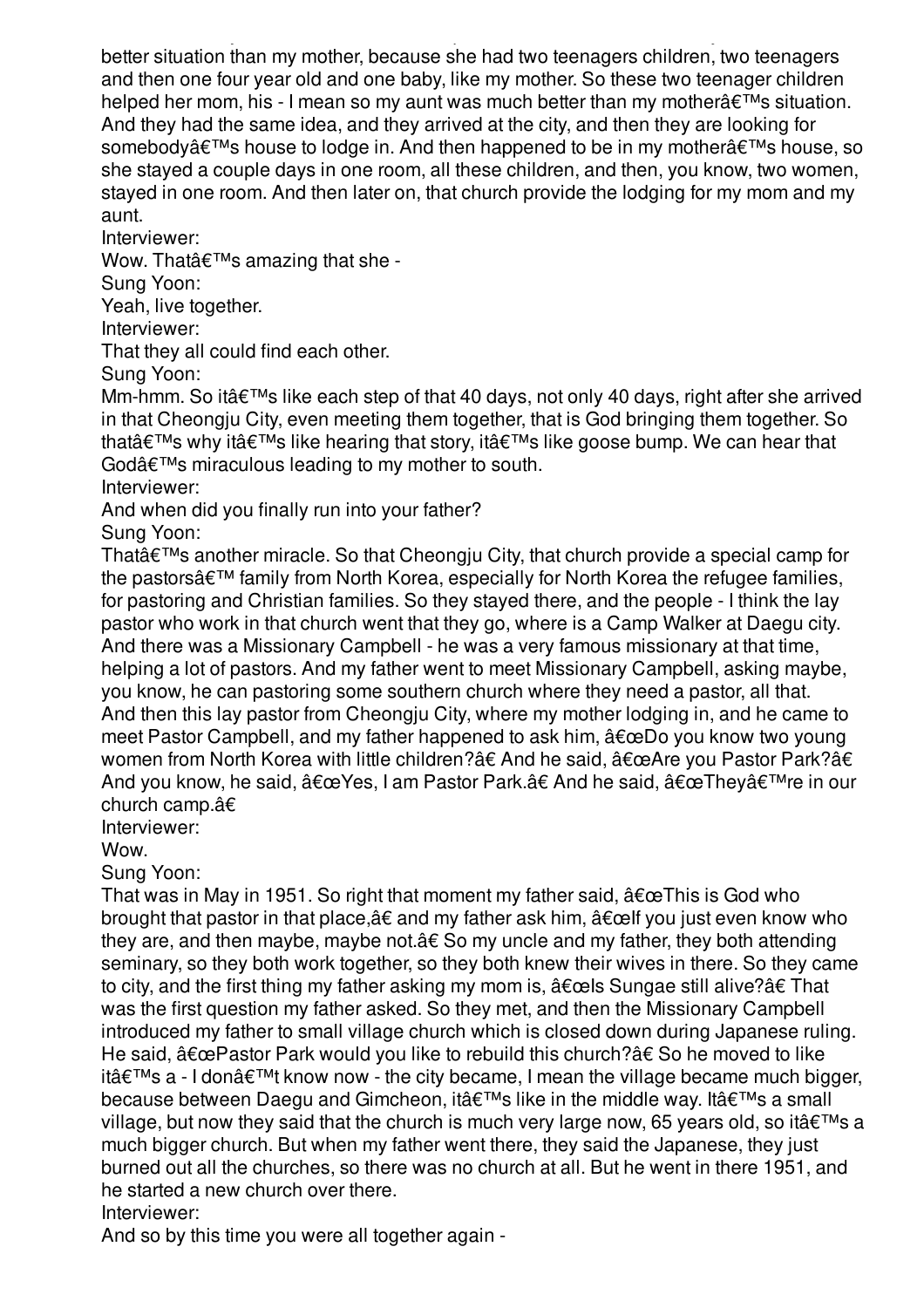better situation than my mother, because she had two teenagers children, two teenagers and then one four year old and one baby, like my mother. So these two teenager children helped her mom, his - I mean so my aunt was much better than my motherâ€™s situation. And they had the same idea, and they arrived at the city, and then they are looking for somebodyâ€™s house to lodge in. And then happened to be in my motherâ€™s house, so she stayed a couple days in one room, all these children, and then, you know, two women, stayed in one room. And then later on, that church provide the lodging for my mom and my aunt.

Interviewer:

Wow. Thatâ€™s amazing that she -

Sung Yoon:

Yeah, live together.

Interviewer:

That they all could find each other.

Sung Yoon:

Mm-hmm. So itâ€™s like each step of that 40 days, not only 40 days, right after she arrived in that Cheongju City, even meeting them together, that is God bringing them together. So thatâ€™s why itâ€™s like hearing that story, itâ€™s like goose bump. We can hear that Godâ€™s miraculous leading to my mother to south.

Interviewer:

And when did you finally run into your father?

Sung Yoon:

Thatâ€™s another miracle. So that Cheongju City, that church provide a special camp for the pastorsâ€™ family from North Korea, especially for North Korea the refugee families, for pastoring and Christian families. So they stayed there, and the people - I think the lay pastor who work in that church went that they go, where is a Camp Walker at Daegu city. And there was a Missionary Campbell - he was a very famous missionary at that time, helping a lot of pastors. And my father went to meet Missionary Campbell, asking maybe, you know, he can pastoring some southern church where they need a pastor, all that. And then this lay pastor from Cheongju City, where my mother lodging in, and he came to meet Pastor Campbell, and my father happened to ask him, â€œDo you know two young women from North Korea with little children?â€ And he said, â€œAre you Pastor Park?â€ And you know, he said, â€œYes, I am Pastor Park.â€ And he said, â€œTheyâ€™re in our church camp.â€

Interviewer:

Wow.

Sung Yoon:

That was in May in 1951. So right that moment my father said, â€œThis is God who brought that pastor in that place,â€ and my father ask him, â€œIf you just even know who they are, and then maybe, maybe not.â€ So my uncle and my father, they both attending seminary, so they both work together, so they both knew their wives in there. So they came to city, and the first thing my father asking my mom is, â€œIs Sungae still alive?â€ That was the first question my father asked. So they met, and then the Missionary Campbell introduced my father to small village church which is closed down during Japanese ruling. He said, â€œPastor Park would you like to rebuild this church?â€ So he moved to like itâ€™s a - I donâ€™t know now - the city became, I mean the village became much bigger, because between Daegu and Gimcheon, itâ€™s like in the middle way. Itâ€™s a small village, but now they said that the church is much very large now, 65 years old, so itâ€™s a much bigger church. But when my father went there, they said the Japanese, they just burned out all the churches, so there was no church at all. But he went in there 1951, and he started a new church over there.

Interviewer:

And so by this time you were all together again -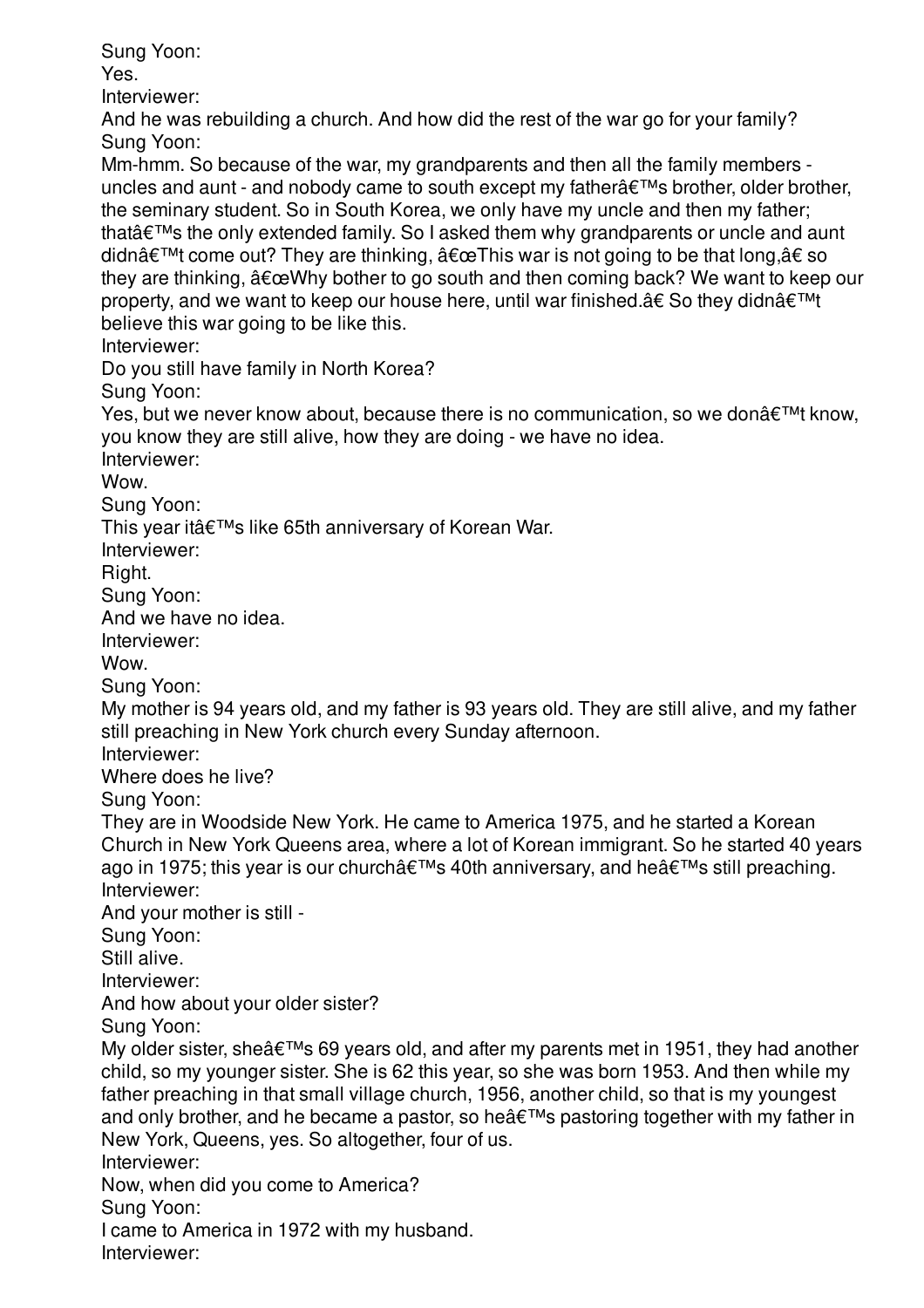Sung Yoon:
Yes.
Interviewer:
And he was rebuilding a church. And how did the rest of the war go for your family?
Sung Yoon:
Mm-hmm. So because of the war, my grandparents and then all the family members - uncles and aunt - and nobody came to south except my fatherâ€™s brother, older brother, the seminary student. So in South Korea, we only have my uncle and then my father; thatâ€™s the only extended family. So I asked them why grandparents or uncle and aunt didnâ€™t come out? They are thinking, â€œThis war is not going to be that long,â€ so they are thinking, â€œWhy bother to go south and then coming back? We want to keep our property, and we want to keep our house here, until war finished.â€ So they didnâ€™t believe this war going to be like this.
Interviewer:
Do you still have family in North Korea?
Sung Yoon:
Yes, but we never know about, because there is no communication, so we donâ€™t know, you know they are still alive, how they are doing - we have no idea.
Interviewer:
Wow.
Sung Yoon:
This year itâ€™s like 65th anniversary of Korean War.
Interviewer:
Right.
Sung Yoon:
And we have no idea.
Interviewer:
Wow.
Sung Yoon:
My mother is 94 years old, and my father is 93 years old. They are still alive, and my father still preaching in New York church every Sunday afternoon.
Interviewer:
Where does he live?
Sung Yoon:
They are in Woodside New York. He came to America 1975, and he started a Korean Church in New York Queens area, where a lot of Korean immigrant. So he started 40 years ago in 1975; this year is our churchâ€™s 40th anniversary, and heâ€™s still preaching.
Interviewer:
And your mother is still -
Sung Yoon:
Still alive.
Interviewer:
And how about your older sister?
Sung Yoon:
My older sister, sheâ€™s 69 years old, and after my parents met in 1951, they had another child, so my younger sister. She is 62 this year, so she was born 1953. And then while my father preaching in that small village church, 1956, another child, so that is my youngest and only brother, and he became a pastor, so heâ€™s pastoring together with my father in New York, Queens, yes. So altogether, four of us.
Interviewer:
Now, when did you come to America?
Sung Yoon:
I came to America in 1972 with my husband.
Interviewer: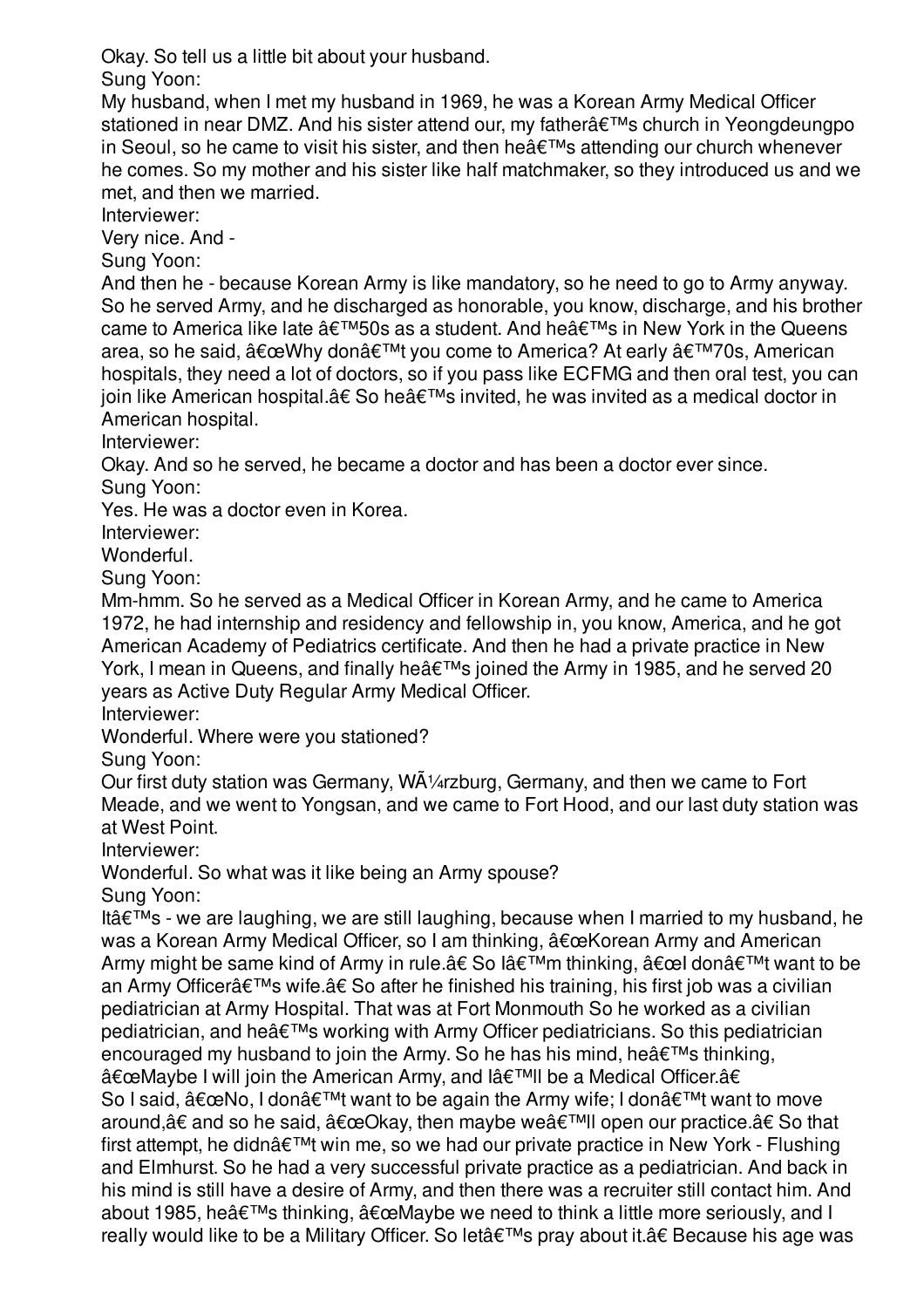Okay. So tell us a little bit about your husband.

Sung Yoon:

My husband, when I met my husband in 1969, he was a Korean Army Medical Officer stationed in near DMZ. And his sister attend our, my fatherâ€™s church in Yeongdeungpo in Seoul, so he came to visit his sister, and then heâ€™s attending our church whenever he comes. So my mother and his sister like half matchmaker, so they introduced us and we met, and then we married.

Interviewer:

Very nice. And -

Sung Yoon:

And then he - because Korean Army is like mandatory, so he need to go to Army anyway. So he served Army, and he discharged as honorable, you know, discharge, and his brother came to America like late â€™50s as a student. And heâ€™s in New York in the Queens area, so he said, â€œWhy donâ€™t you come to America? At early â€™70s, American hospitals, they need a lot of doctors, so if you pass like ECFMG and then oral test, you can join like American hospital.â€ So heâ€™s invited, he was invited as a medical doctor in American hospital.

Interviewer:

Okay. And so he served, he became a doctor and has been a doctor ever since.

Sung Yoon:

Yes. He was a doctor even in Korea.

Interviewer:

Wonderful.

Sung Yoon:

Mm-hmm. So he served as a Medical Officer in Korean Army, and he came to America 1972, he had internship and residency and fellowship in, you know, America, and he got American Academy of Pediatrics certificate. And then he had a private practice in New York, I mean in Queens, and finally heâ€™s joined the Army in 1985, and he served 20 years as Active Duty Regular Army Medical Officer.

Interviewer:

Wonderful. Where were you stationed?

Sung Yoon:

Our first duty station was Germany, WÃ¼rzburg, Germany, and then we came to Fort Meade, and we went to Yongsan, and we came to Fort Hood, and our last duty station was at West Point.

Interviewer:

Wonderful. So what was it like being an Army spouse?

Sung Yoon:

Itâ€™s - we are laughing, we are still laughing, because when I married to my husband, he was a Korean Army Medical Officer, so I am thinking, â€œKorean Army and American Army might be same kind of Army in rule.â€ So Iâ€™m thinking, â€œI donâ€™t want to be an Army Officerâ€™s wife.â€ So after he finished his training, his first job was a civilian pediatrician at Army Hospital. That was at Fort Monmouth So he worked as a civilian pediatrician, and heâ€™s working with Army Officer pediatricians. So this pediatrician encouraged my husband to join the Army. So he has his mind, heâ€™s thinking, â€œMaybe I will join the American Army, and Iâ€™ll be a Medical Officer.â€

So I said, â€œNo, I donâ€™t want to be again the Army wife; I donâ€™t want to move around,â€ and so he said, â€œOkay, then maybe weâ€™ll open our practice.â€ So that first attempt, he didnâ€™t win me, so we had our private practice in New York - Flushing and Elmhurst. So he had a very successful private practice as a pediatrician. And back in his mind is still have a desire of Army, and then there was a recruiter still contact him. And about 1985, heâ€™s thinking, â€œMaybe we need to think a little more seriously, and I really would like to be a Military Officer. So letâ€™s pray about it.â€ Because his age was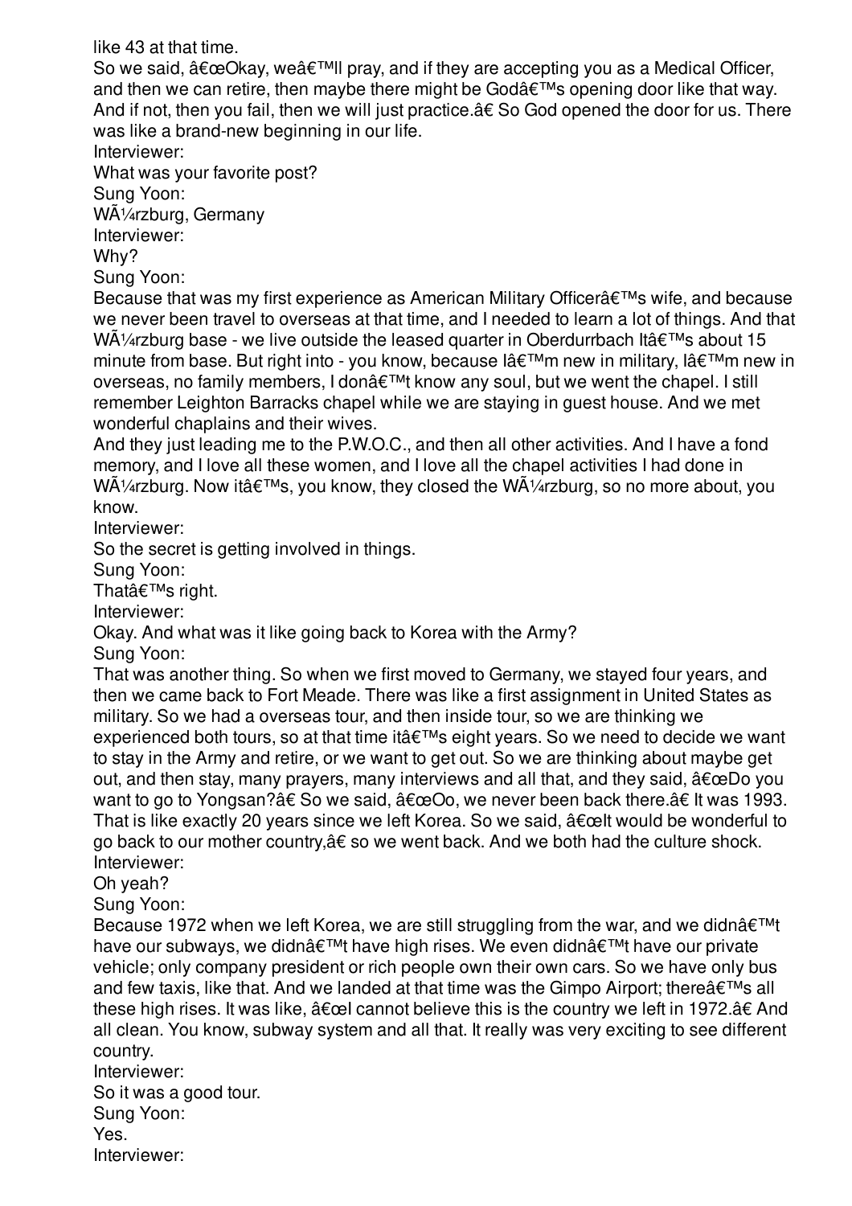like 43 at that time.

So we said, â€œOkay, weâ€™ll pray, and if they are accepting you as a Medical Officer, and then we can retire, then maybe there might be Godâ€™s opening door like that way. And if not, then you fail, then we will just practice.â€ So God opened the door for us. There was like a brand-new beginning in our life.

Interviewer:

What was your favorite post?

Sung Yoon:

WÃ¼rzburg, Germany

Interviewer:

Why?

Sung Yoon:

Because that was my first experience as American Military Officerâ€™s wife, and because we never been travel to overseas at that time, and I needed to learn a lot of things. And that WÃ¼rzburg base - we live outside the leased quarter in Oberdurrbach Itâ€™s about 15 minute from base. But right into - you know, because Iâ€™m new in military, Iâ€™m new in overseas, no family members, I donâ€™t know any soul, but we went the chapel. I still remember Leighton Barracks chapel while we are staying in guest house. And we met wonderful chaplains and their wives.

And they just leading me to the P.W.O.C., and then all other activities. And I have a fond memory, and I love all these women, and I love all the chapel activities I had done in WÃ¼rzburg. Now itâ€™s, you know, they closed the WÃ¼rzburg, so no more about, you know.

Interviewer:

So the secret is getting involved in things.

Sung Yoon:

Thatâ€™s right.

Interviewer:

Okay. And what was it like going back to Korea with the Army?

Sung Yoon:

That was another thing. So when we first moved to Germany, we stayed four years, and then we came back to Fort Meade. There was like a first assignment in United States as military. So we had a overseas tour, and then inside tour, so we are thinking we experienced both tours, so at that time itâ€™s eight years. So we need to decide we want to stay in the Army and retire, or we want to get out. So we are thinking about maybe get out, and then stay, many prayers, many interviews and all that, and they said, â€œDo you want to go to Yongsan?â€ So we said, â€œOo, we never been back there.â€ It was 1993. That is like exactly 20 years since we left Korea. So we said, â€œIt would be wonderful to go back to our mother country,â€ so we went back. And we both had the culture shock.

Interviewer:

Oh yeah?

Sung Yoon:

Because 1972 when we left Korea, we are still struggling from the war, and we didnâ€™t have our subways, we didnâ€™t have high rises. We even didnâ€™t have our private vehicle; only company president or rich people own their own cars. So we have only bus and few taxis, like that. And we landed at that time was the Gimpo Airport; thereâ€™s all these high rises. It was like, â€œI cannot believe this is the country we left in 1972.â€ And all clean. You know, subway system and all that. It really was very exciting to see different country.

Interviewer:

So it was a good tour.

Sung Yoon:

Yes.

Interviewer: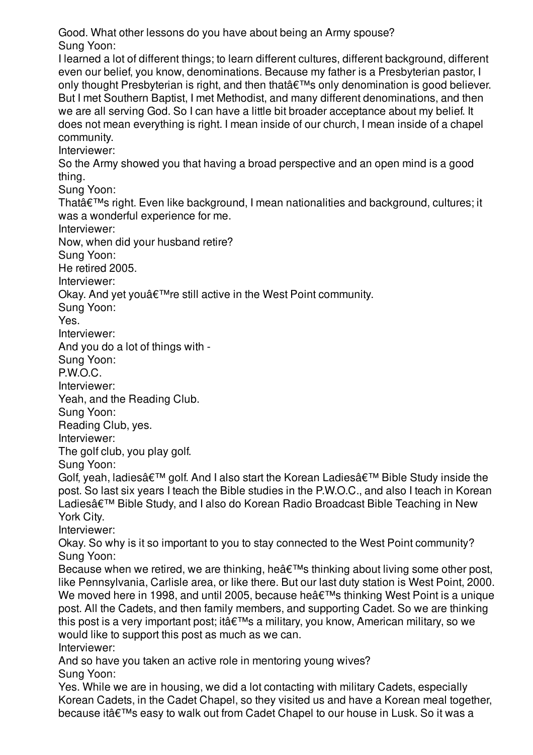Good. What other lessons do you have about being an Army spouse?

Sung Yoon:

I learned a lot of different things; to learn different cultures, different background, different even our belief, you know, denominations. Because my father is a Presbyterian pastor, I only thought Presbyterian is right, and then thatâ€™s only denomination is good believer. But I met Southern Baptist, I met Methodist, and many different denominations, and then we are all serving God. So I can have a little bit broader acceptance about my belief. It does not mean everything is right. I mean inside of our church, I mean inside of a chapel community.

Interviewer:

So the Army showed you that having a broad perspective and an open mind is a good thing.

Sung Yoon:

Thatâ€™s right. Even like background, I mean nationalities and background, cultures; it was a wonderful experience for me.

Interviewer:

Now, when did your husband retire?

Sung Yoon:

He retired 2005.

Interviewer:

Okay. And yet youâ€™re still active in the West Point community.

Sung Yoon:

Yes.

Interviewer:

And you do a lot of things with -

Sung Yoon:

P.W.O.C.

Interviewer:

Yeah, and the Reading Club.

Sung Yoon:

Reading Club, yes.

Interviewer:

The golf club, you play golf.

Sung Yoon:

Golf, yeah, ladiesâ€™ golf. And I also start the Korean Ladiesâ€™ Bible Study inside the post. So last six years I teach the Bible studies in the P.W.O.C., and also I teach in Korean Ladiesâ€™ Bible Study, and I also do Korean Radio Broadcast Bible Teaching in New York City.

Interviewer:

Okay. So why is it so important to you to stay connected to the West Point community?

Sung Yoon:

Because when we retired, we are thinking, heâ€™s thinking about living some other post, like Pennsylvania, Carlisle area, or like there. But our last duty station is West Point, 2000. We moved here in 1998, and until 2005, because heâ€™s thinking West Point is a unique post. All the Cadets, and then family members, and supporting Cadet. So we are thinking this post is a very important post; itâ€™s a military, you know, American military, so we would like to support this post as much as we can.

Interviewer:

And so have you taken an active role in mentoring young wives?

Sung Yoon:

Yes. While we are in housing, we did a lot contacting with military Cadets, especially Korean Cadets, in the Cadet Chapel, so they visited us and have a Korean meal together, because itâ€™s easy to walk out from Cadet Chapel to our house in Lusk. So it was a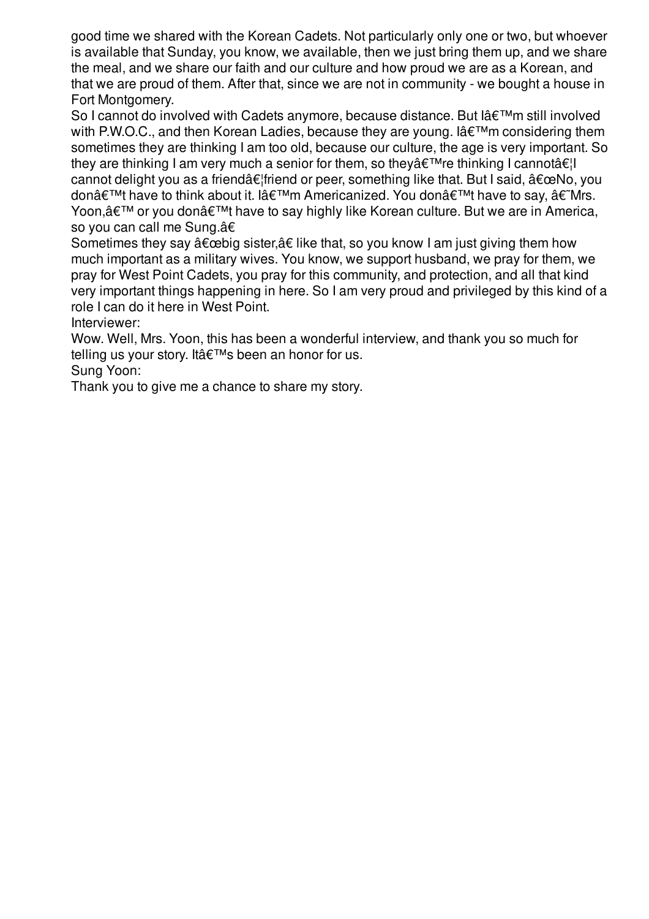good time we shared with the Korean Cadets. Not particularly only one or two, but whoever is available that Sunday, you know, we available, then we just bring them up, and we share the meal, and we share our faith and our culture and how proud we are as a Korean, and that we are proud of them. After that, since we are not in community - we bought a house in Fort Montgomery.

So I cannot do involved with Cadets anymore, because distance. But Iâ€™m still involved with P.W.O.C., and then Korean Ladies, because they are young. Iâ€™m considering them sometimes they are thinking I am too old, because our culture, the age is very important. So they are thinking I am very much a senior for them, so theyâ€™re thinking I cannotâ€¦I cannot delight you as a friendâ€¦friend or peer, something like that. But I said, â€œNo, you donâ€™t have to think about it. Iâ€™m Americanized. You donâ€™t have to say, â€˜Mrs. Yoon,â€™ or you donâ€™t have to say highly like Korean culture. But we are in America, so you can call me Sung.â€

Sometimes they say â€œbig sister,â€ like that, so you know I am just giving them how much important as a military wives. You know, we support husband, we pray for them, we pray for West Point Cadets, you pray for this community, and protection, and all that kind very important things happening in here. So I am very proud and privileged by this kind of a role I can do it here in West Point.

Interviewer:

Wow. Well, Mrs. Yoon, this has been a wonderful interview, and thank you so much for telling us your story. Itâ€™s been an honor for us.

Sung Yoon:

Thank you to give me a chance to share my story.